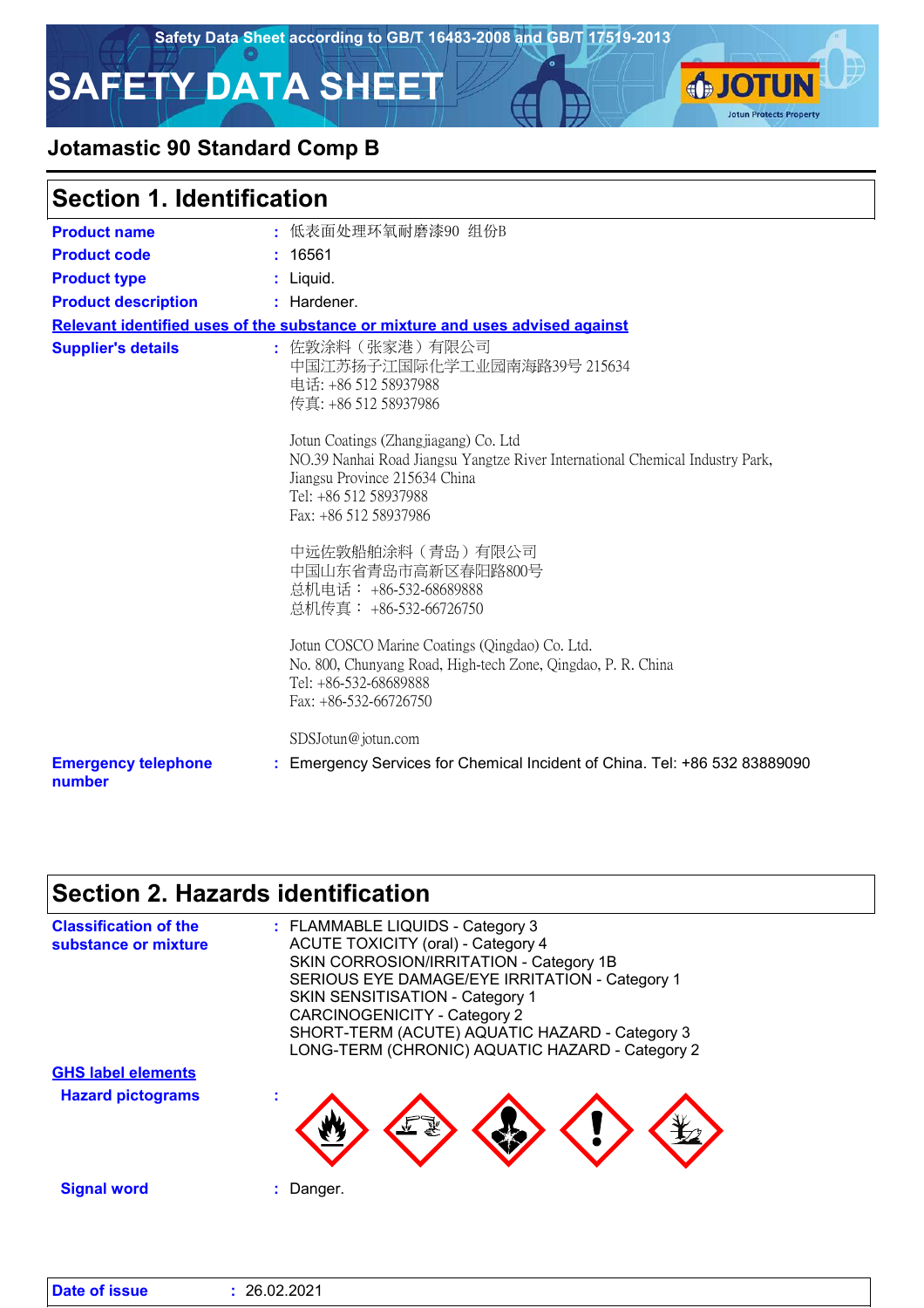Safety Data Sheet according to GB/T 16483-2008 and GB/T 17519-2013

# SAFETY DATA SHEET

## Jotamastic 90 Standard Comp B

## Section 1. Identification

**Product name** : 低表面处理环氧耐磨漆90 组份B

**Product code** : 16561

**Product type** : Liquid.

**Product description** : Hardener.

**Relevant identified uses of the substance or mixture and uses advised against**

**Supplier's details** :

佐敦涂料（张家港）有限公司
中国江苏扬子江国际化学工业园南海路39号 215634
电话: +86 512 58937988
传真: +86 512 58937986

Jotun Coatings (Zhangjiagang) Co. Ltd
NO.39 Nanhai Road Jiangsu Yangtze River International Chemical Industry Park,
Jiangsu Province 215634 China
Tel: +86 512 58937988
Fax: +86 512 58937986

中远佐敦船舶涂料（青岛）有限公司
中国山东省青岛市高新区春阳路800号
总机电话： +86-532-68689888
总机传真： +86-532-66726750

Jotun COSCO Marine Coatings (Qingdao) Co. Ltd.
No. 800, Chunyang Road, High-tech Zone, Qingdao, P. R. China
Tel: +86-532-68689888
Fax: +86-532-66726750

SDSJotun@jotun.com

**Emergency telephone number** : Emergency Services for Chemical Incident of China. Tel: +86 532 83889090

## Section 2. Hazards identification

**Classification of the substance or mixture** :

FLAMMABLE LIQUIDS - Category 3
ACUTE TOXICITY (oral) - Category 4
SKIN CORROSION/IRRITATION - Category 1B
SERIOUS EYE DAMAGE/EYE IRRITATION - Category 1
SKIN SENSITISATION - Category 1
CARCINOGENICITY - Category 2
SHORT-TERM (ACUTE) AQUATIC HAZARD - Category 3
LONG-TERM (CHRONIC) AQUATIC HAZARD - Category 2

**GHS label elements**

**Hazard pictograms** :

**Signal word** : Danger.

**Date of issue** : 26.02.2021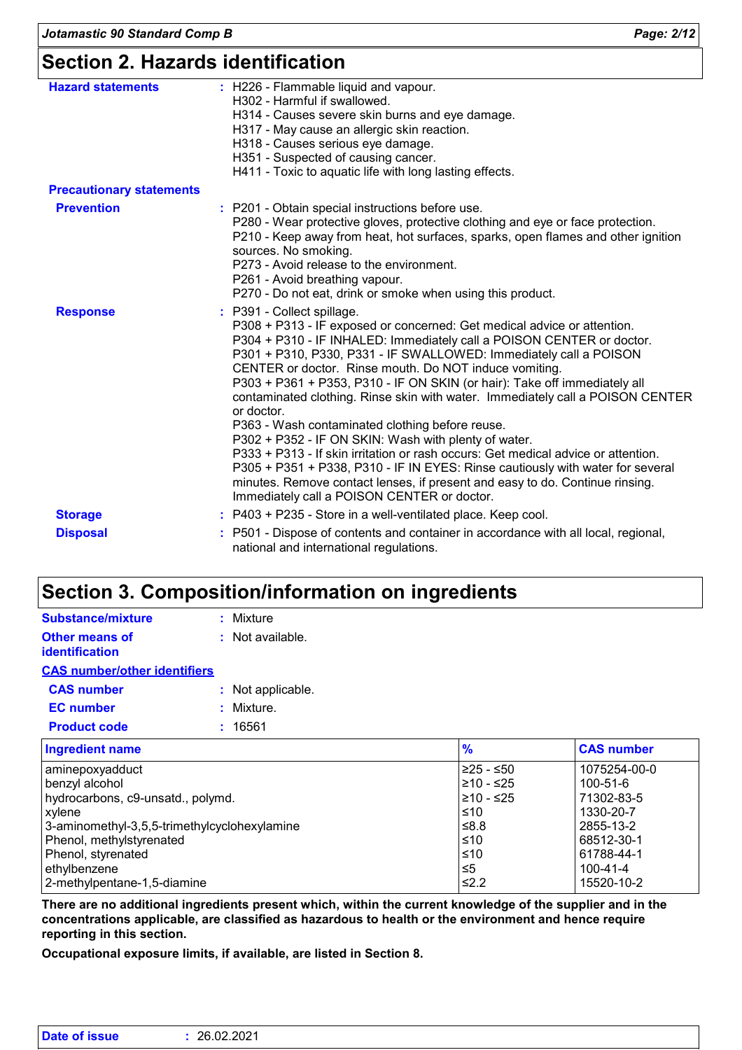## Section 2. Hazards identification

**Hazard statements** : H226 - Flammable liquid and vapour.
H302 - Harmful if swallowed.
H314 - Causes severe skin burns and eye damage.
H317 - May cause an allergic skin reaction.
H318 - Causes serious eye damage.
H351 - Suspected of causing cancer.
H411 - Toxic to aquatic life with long lasting effects.

**Precautionary statements**

**Prevention** : P201 - Obtain special instructions before use.
P280 - Wear protective gloves, protective clothing and eye or face protection.
P210 - Keep away from heat, hot surfaces, sparks, open flames and other ignition sources. No smoking.
P273 - Avoid release to the environment.
P261 - Avoid breathing vapour.
P270 - Do not eat, drink or smoke when using this product.

**Response** : P391 - Collect spillage.
P308 + P313 - IF exposed or concerned: Get medical advice or attention.
P304 + P310 - IF INHALED: Immediately call a POISON CENTER or doctor.
P301 + P310, P330, P331 - IF SWALLOWED: Immediately call a POISON CENTER or doctor. Rinse mouth. Do NOT induce vomiting.
P303 + P361 + P353, P310 - IF ON SKIN (or hair): Take off immediately all contaminated clothing. Rinse skin with water. Immediately call a POISON CENTER or doctor.
P363 - Wash contaminated clothing before reuse.
P302 + P352 - IF ON SKIN: Wash with plenty of water.
P333 + P313 - If skin irritation or rash occurs: Get medical advice or attention.
P305 + P351 + P338, P310 - IF IN EYES: Rinse cautiously with water for several minutes. Remove contact lenses, if present and easy to do. Continue rinsing. Immediately call a POISON CENTER or doctor.

**Storage** : P403 + P235 - Store in a well-ventilated place. Keep cool.

**Disposal** : P501 - Dispose of contents and container in accordance with all local, regional, national and international regulations.

## Section 3. Composition/information on ingredients

**Substance/mixture** : Mixture

**Other means of identification** : Not available.

**CAS number/other identifiers**

**CAS number** : Not applicable.

**EC number** : Mixture.

**Product code** : 16561

| Ingredient name | % | CAS number |
|---|---|---|
| aminepoxyadduct | ≥25 - ≤50 | 1075254-00-0 |
| benzyl alcohol | ≥10 - ≤25 | 100-51-6 |
| hydrocarbons, c9-unsatd., polymd. | ≥10 - ≤25 | 71302-83-5 |
| xylene | ≤10 | 1330-20-7 |
| 3-aminomethyl-3,5,5-trimethylcyclohexylamine | ≤8.8 | 2855-13-2 |
| Phenol, methylstyrenated | ≤10 | 68512-30-1 |
| Phenol, styrenated | ≤10 | 61788-44-1 |
| ethylbenzene | ≤5 | 100-41-4 |
| 2-methylpentane-1,5-diamine | ≤2.2 | 15520-10-2 |

**There are no additional ingredients present which, within the current knowledge of the supplier and in the concentrations applicable, are classified as hazardous to health or the environment and hence require reporting in this section.**

**Occupational exposure limits, if available, are listed in Section 8.**

**Date of issue** : 26.02.2021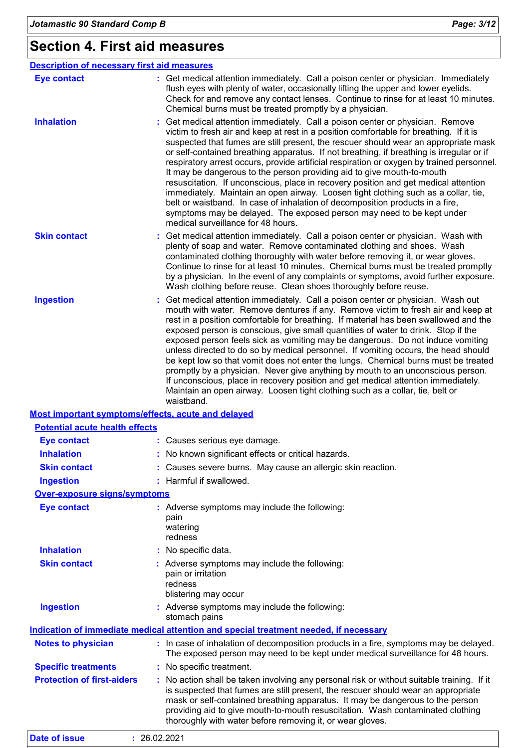# Section 4. First aid measures

## Description of necessary first aid measures

**Eye contact** : Get medical attention immediately. Call a poison center or physician. Immediately flush eyes with plenty of water, occasionally lifting the upper and lower eyelids. Check for and remove any contact lenses. Continue to rinse for at least 10 minutes. Chemical burns must be treated promptly by a physician.

**Inhalation** : Get medical attention immediately. Call a poison center or physician. Remove victim to fresh air and keep at rest in a position comfortable for breathing. If it is suspected that fumes are still present, the rescuer should wear an appropriate mask or self-contained breathing apparatus. If not breathing, if breathing is irregular or if respiratory arrest occurs, provide artificial respiration or oxygen by trained personnel. It may be dangerous to the person providing aid to give mouth-to-mouth resuscitation. If unconscious, place in recovery position and get medical attention immediately. Maintain an open airway. Loosen tight clothing such as a collar, tie, belt or waistband. In case of inhalation of decomposition products in a fire, symptoms may be delayed. The exposed person may need to be kept under medical surveillance for 48 hours.

**Skin contact** : Get medical attention immediately. Call a poison center or physician. Wash with plenty of soap and water. Remove contaminated clothing and shoes. Wash contaminated clothing thoroughly with water before removing it, or wear gloves. Continue to rinse for at least 10 minutes. Chemical burns must be treated promptly by a physician. In the event of any complaints or symptoms, avoid further exposure. Wash clothing before reuse. Clean shoes thoroughly before reuse.

**Ingestion** : Get medical attention immediately. Call a poison center or physician. Wash out mouth with water. Remove dentures if any. Remove victim to fresh air and keep at rest in a position comfortable for breathing. If material has been swallowed and the exposed person is conscious, give small quantities of water to drink. Stop if the exposed person feels sick as vomiting may be dangerous. Do not induce vomiting unless directed to do so by medical personnel. If vomiting occurs, the head should be kept low so that vomit does not enter the lungs. Chemical burns must be treated promptly by a physician. Never give anything by mouth to an unconscious person. If unconscious, place in recovery position and get medical attention immediately. Maintain an open airway. Loosen tight clothing such as a collar, tie, belt or waistband.

## Most important symptoms/effects, acute and delayed

### Potential acute health effects

**Eye contact** : Causes serious eye damage.

**Inhalation** : No known significant effects or critical hazards.

**Skin contact** : Causes severe burns. May cause an allergic skin reaction.

**Ingestion** : Harmful if swallowed.

### Over-exposure signs/symptoms

**Eye contact** : Adverse symptoms may include the following:
pain
watering
redness

**Inhalation** : No specific data.

**Skin contact** : Adverse symptoms may include the following:
pain or irritation
redness
blistering may occur

**Ingestion** : Adverse symptoms may include the following:
stomach pains

## Indication of immediate medical attention and special treatment needed, if necessary

**Notes to physician** : In case of inhalation of decomposition products in a fire, symptoms may be delayed. The exposed person may need to be kept under medical surveillance for 48 hours.

**Specific treatments** : No specific treatment.

**Protection of first-aiders** : No action shall be taken involving any personal risk or without suitable training. If it is suspected that fumes are still present, the rescuer should wear an appropriate mask or self-contained breathing apparatus. It may be dangerous to the person providing aid to give mouth-to-mouth resuscitation. Wash contaminated clothing thoroughly with water before removing it, or wear gloves.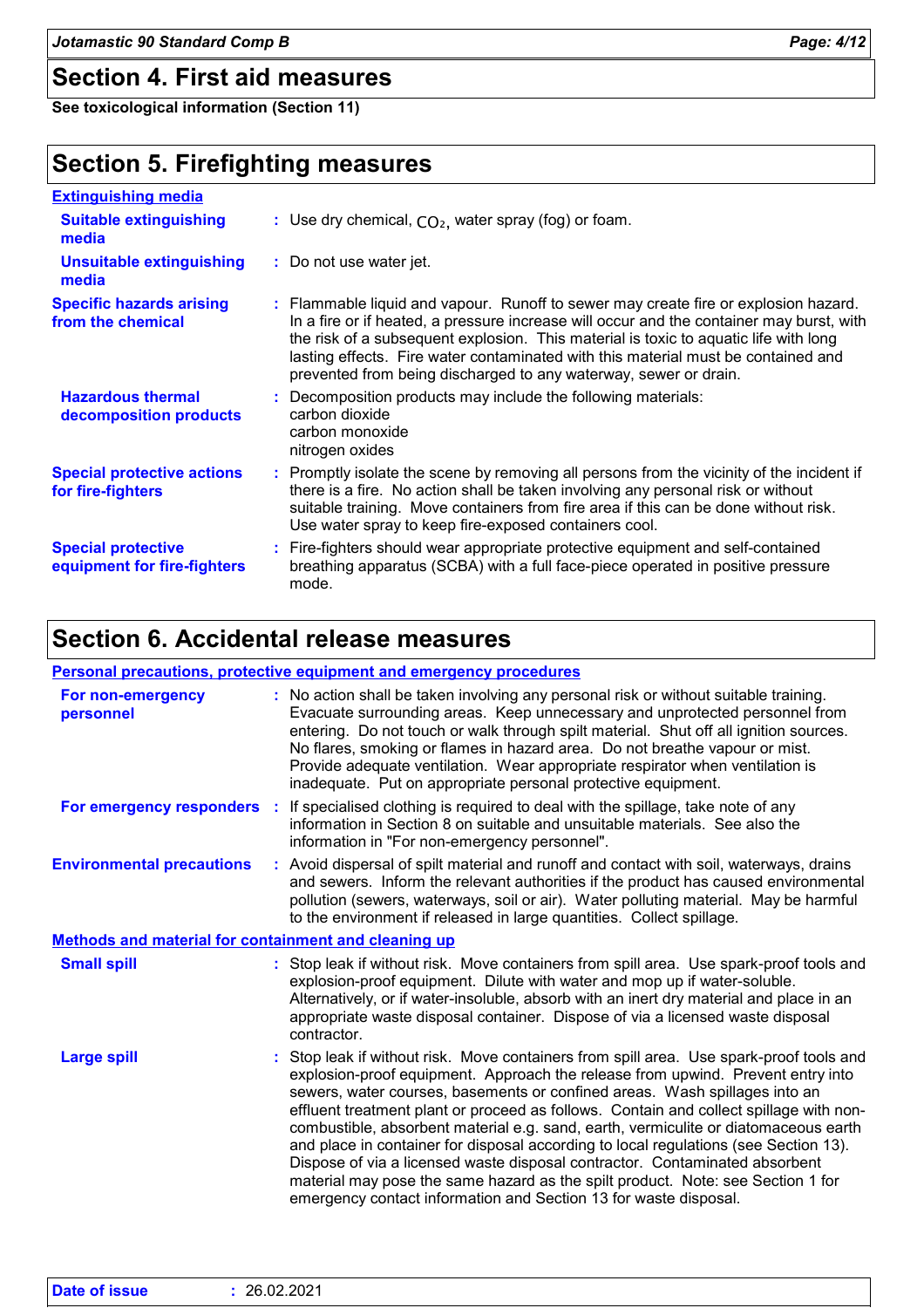## Section 4. First aid measures

**See toxicological information (Section 11)**

## Section 5. Firefighting measures

### Extinguishing media

| | |
|---|---|
| **Suitable extinguishing media** | : Use dry chemical, $CO_2$, water spray (fog) or foam. |
| **Unsuitable extinguishing media** | : Do not use water jet. |
| **Specific hazards arising from the chemical** | : Flammable liquid and vapour. Runoff to sewer may create fire or explosion hazard. In a fire or if heated, a pressure increase will occur and the container may burst, with the risk of a subsequent explosion. This material is toxic to aquatic life with long lasting effects. Fire water contaminated with this material must be contained and prevented from being discharged to any waterway, sewer or drain. |
| **Hazardous thermal decomposition products** | : Decomposition products may include the following materials: carbon dioxide carbon monoxide nitrogen oxides |
| **Special protective actions for fire-fighters** | : Promptly isolate the scene by removing all persons from the vicinity of the incident if there is a fire. No action shall be taken involving any personal risk or without suitable training. Move containers from fire area if this can be done without risk. Use water spray to keep fire-exposed containers cool. |
| **Special protective equipment for fire-fighters** | : Fire-fighters should wear appropriate protective equipment and self-contained breathing apparatus (SCBA) with a full face-piece operated in positive pressure mode. |

## Section 6. Accidental release measures

### Personal precautions, protective equipment and emergency procedures

| | |
|---|---|
| **For non-emergency personnel** | : No action shall be taken involving any personal risk or without suitable training. Evacuate surrounding areas. Keep unnecessary and unprotected personnel from entering. Do not touch or walk through spilt material. Shut off all ignition sources. No flares, smoking or flames in hazard area. Do not breathe vapour or mist. Provide adequate ventilation. Wear appropriate respirator when ventilation is inadequate. Put on appropriate personal protective equipment. |
| **For emergency responders** | : If specialised clothing is required to deal with the spillage, take note of any information in Section 8 on suitable and unsuitable materials. See also the information in "For non-emergency personnel". |
| **Environmental precautions** | : Avoid dispersal of spilt material and runoff and contact with soil, waterways, drains and sewers. Inform the relevant authorities if the product has caused environmental pollution (sewers, waterways, soil or air). Water polluting material. May be harmful to the environment if released in large quantities. Collect spillage. |

### Methods and material for containment and cleaning up

| | |
|---|---|
| **Small spill** | : Stop leak if without risk. Move containers from spill area. Use spark-proof tools and explosion-proof equipment. Dilute with water and mop up if water-soluble. Alternatively, or if water-insoluble, absorb with an inert dry material and place in an appropriate waste disposal container. Dispose of via a licensed waste disposal contractor. |
| **Large spill** | : Stop leak if without risk. Move containers from spill area. Use spark-proof tools and explosion-proof equipment. Approach the release from upwind. Prevent entry into sewers, water courses, basements or confined areas. Wash spillages into an effluent treatment plant or proceed as follows. Contain and collect spillage with non-combustible, absorbent material e.g. sand, earth, vermiculite or diatomaceous earth and place in container for disposal according to local regulations (see Section 13). Dispose of via a licensed waste disposal contractor. Contaminated absorbent material may pose the same hazard as the spilt product. Note: see Section 1 for emergency contact information and Section 13 for waste disposal. |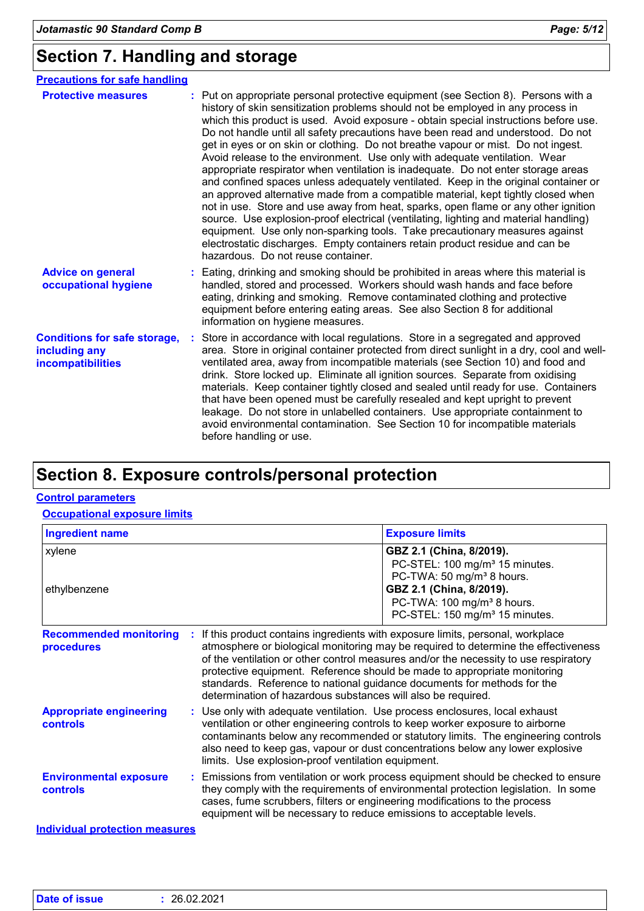# Section 7. Handling and storage

## Precautions for safe handling

**Protective measures** : Put on appropriate personal protective equipment (see Section 8). Persons with a history of skin sensitization problems should not be employed in any process in which this product is used. Avoid exposure - obtain special instructions before use. Do not handle until all safety precautions have been read and understood. Do not get in eyes or on skin or clothing. Do not breathe vapour or mist. Do not ingest. Avoid release to the environment. Use only with adequate ventilation. Wear appropriate respirator when ventilation is inadequate. Do not enter storage areas and confined spaces unless adequately ventilated. Keep in the original container or an approved alternative made from a compatible material, kept tightly closed when not in use. Store and use away from heat, sparks, open flame or any other ignition source. Use explosion-proof electrical (ventilating, lighting and material handling) equipment. Use only non-sparking tools. Take precautionary measures against electrostatic discharges. Empty containers retain product residue and can be hazardous. Do not reuse container.

**Advice on general occupational hygiene** : Eating, drinking and smoking should be prohibited in areas where this material is handled, stored and processed. Workers should wash hands and face before eating, drinking and smoking. Remove contaminated clothing and protective equipment before entering eating areas. See also Section 8 for additional information on hygiene measures.

**Conditions for safe storage, including any incompatibilities** : Store in accordance with local regulations. Store in a segregated and approved area. Store in original container protected from direct sunlight in a dry, cool and well-ventilated area, away from incompatible materials (see Section 10) and food and drink. Store locked up. Eliminate all ignition sources. Separate from oxidising materials. Keep container tightly closed and sealed until ready for use. Containers that have been opened must be carefully resealed and kept upright to prevent leakage. Do not store in unlabelled containers. Use appropriate containment to avoid environmental contamination. See Section 10 for incompatible materials before handling or use.

# Section 8. Exposure controls/personal protection

## Control parameters

### Occupational exposure limits

| Ingredient name | Exposure limits |
|---|---|
| xylene | **GBZ 2.1 (China, 8/2019).**<br>PC-STEL: 100 mg/m³ 15 minutes.<br>PC-TWA: 50 mg/m³ 8 hours. |
| ethylbenzene | **GBZ 2.1 (China, 8/2019).**<br>PC-TWA: 100 mg/m³ 8 hours.<br>PC-STEL: 150 mg/m³ 15 minutes. |

**Recommended monitoring procedures** : If this product contains ingredients with exposure limits, personal, workplace atmosphere or biological monitoring may be required to determine the effectiveness of the ventilation or other control measures and/or the necessity to use respiratory protective equipment. Reference should be made to appropriate monitoring standards. Reference to national guidance documents for methods for the determination of hazardous substances will also be required.

**Appropriate engineering controls** : Use only with adequate ventilation. Use process enclosures, local exhaust ventilation or other engineering controls to keep worker exposure to airborne contaminants below any recommended or statutory limits. The engineering controls also need to keep gas, vapour or dust concentrations below any lower explosive limits. Use explosion-proof ventilation equipment.

**Environmental exposure controls** : Emissions from ventilation or work process equipment should be checked to ensure they comply with the requirements of environmental protection legislation. In some cases, fume scrubbers, filters or engineering modifications to the process equipment will be necessary to reduce emissions to acceptable levels.

## Individual protection measures

**Date of issue** : 26.02.2021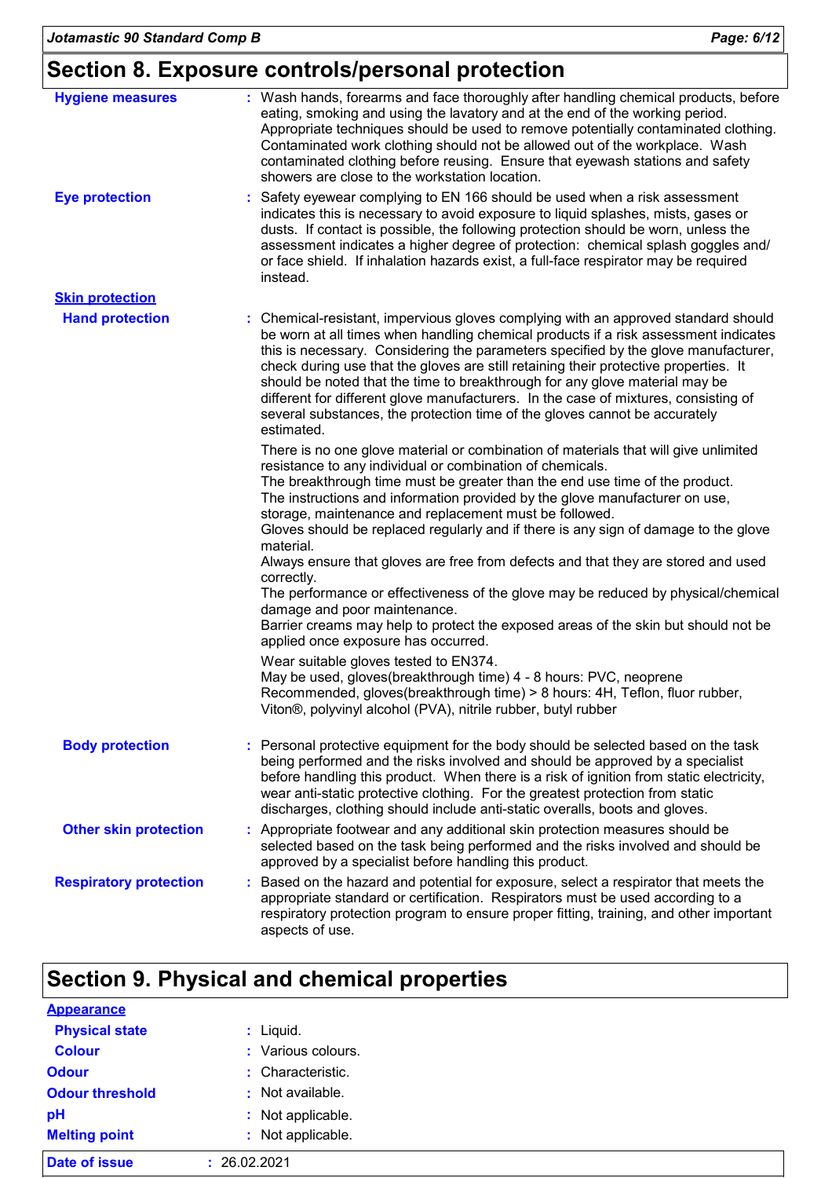## Section 8. Exposure controls/personal protection

**Hygiene measures** : Wash hands, forearms and face thoroughly after handling chemical products, before eating, smoking and using the lavatory and at the end of the working period. Appropriate techniques should be used to remove potentially contaminated clothing. Contaminated work clothing should not be allowed out of the workplace. Wash contaminated clothing before reusing. Ensure that eyewash stations and safety showers are close to the workstation location.

**Eye protection** : Safety eyewear complying to EN 166 should be used when a risk assessment indicates this is necessary to avoid exposure to liquid splashes, mists, gases or dusts. If contact is possible, the following protection should be worn, unless the assessment indicates a higher degree of protection: chemical splash goggles and/ or face shield. If inhalation hazards exist, a full-face respirator may be required instead.

**Skin protection**

**Hand protection** : Chemical-resistant, impervious gloves complying with an approved standard should be worn at all times when handling chemical products if a risk assessment indicates this is necessary. Considering the parameters specified by the glove manufacturer, check during use that the gloves are still retaining their protective properties. It should be noted that the time to breakthrough for any glove material may be different for different glove manufacturers. In the case of mixtures, consisting of several substances, the protection time of the gloves cannot be accurately estimated.

There is no one glove material or combination of materials that will give unlimited resistance to any individual or combination of chemicals.
The breakthrough time must be greater than the end use time of the product.
The instructions and information provided by the glove manufacturer on use, storage, maintenance and replacement must be followed.
Gloves should be replaced regularly and if there is any sign of damage to the glove material.
Always ensure that gloves are free from defects and that they are stored and used correctly.
The performance or effectiveness of the glove may be reduced by physical/chemical damage and poor maintenance.
Barrier creams may help to protect the exposed areas of the skin but should not be applied once exposure has occurred.

Wear suitable gloves tested to EN374.
May be used, gloves(breakthrough time) 4 - 8 hours: PVC, neoprene
Recommended, gloves(breakthrough time) > 8 hours: 4H, Teflon, fluor rubber, Viton®, polyvinyl alcohol (PVA), nitrile rubber, butyl rubber

**Body protection** : Personal protective equipment for the body should be selected based on the task being performed and the risks involved and should be approved by a specialist before handling this product. When there is a risk of ignition from static electricity, wear anti-static protective clothing. For the greatest protection from static discharges, clothing should include anti-static overalls, boots and gloves.

**Other skin protection** : Appropriate footwear and any additional skin protection measures should be selected based on the task being performed and the risks involved and should be approved by a specialist before handling this product.

**Respiratory protection** : Based on the hazard and potential for exposure, select a respirator that meets the appropriate standard or certification. Respirators must be used according to a respiratory protection program to ensure proper fitting, training, and other important aspects of use.

## Section 9. Physical and chemical properties

**Appearance**

**Physical state** : Liquid.

**Colour** : Various colours.

**Odour** : Characteristic.

**Odour threshold** : Not available.

**pH** : Not applicable.

**Melting point** : Not applicable.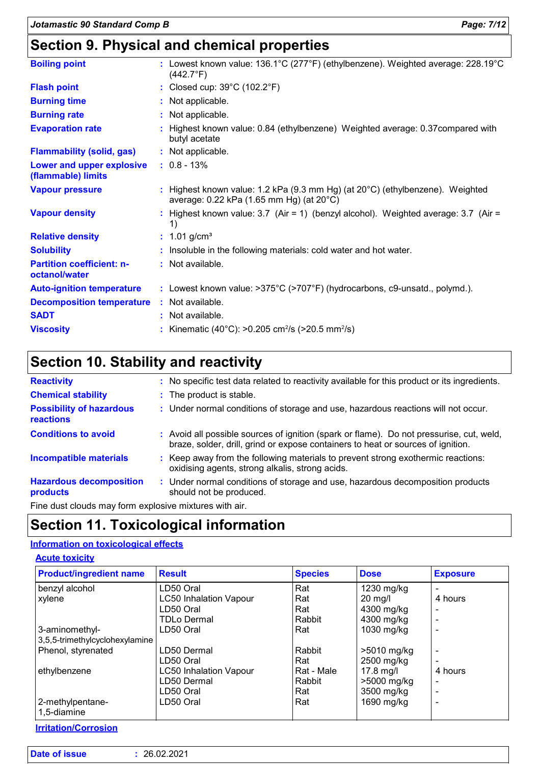## Section 9. Physical and chemical properties

| | |
|---|---|
| **Boiling point** | : Lowest known value: 136.1°C (277°F) (ethylbenzene). Weighted average: 228.19°C (442.7°F) |
| **Flash point** | : Closed cup: 39°C (102.2°F) |
| **Burning time** | : Not applicable. |
| **Burning rate** | : Not applicable. |
| **Evaporation rate** | : Highest known value: 0.84 (ethylbenzene) Weighted average: 0.37compared with butyl acetate |
| **Flammability (solid, gas)** | : Not applicable. |
| **Lower and upper explosive (flammable) limits** | : 0.8 - 13% |
| **Vapour pressure** | : Highest known value: 1.2 kPa (9.3 mm Hg) (at 20°C) (ethylbenzene). Weighted average: 0.22 kPa (1.65 mm Hg) (at 20°C) |
| **Vapour density** | : Highest known value: 3.7 (Air = 1) (benzyl alcohol). Weighted average: 3.7 (Air = 1) |
| **Relative density** | : 1.01 g/cm³ |
| **Solubility** | : Insoluble in the following materials: cold water and hot water. |
| **Partition coefficient: n-octanol/water** | : Not available. |
| **Auto-ignition temperature** | : Lowest known value: >375°C (>707°F) (hydrocarbons, c9-unsatd., polymd.). |
| **Decomposition temperature** | : Not available. |
| **SADT** | : Not available. |
| **Viscosity** | : Kinematic (40°C): >0.205 cm²/s (>20.5 mm²/s) |

## Section 10. Stability and reactivity

| | |
|---|---|
| **Reactivity** | : No specific test data related to reactivity available for this product or its ingredients. |
| **Chemical stability** | : The product is stable. |
| **Possibility of hazardous reactions** | : Under normal conditions of storage and use, hazardous reactions will not occur. |
| **Conditions to avoid** | : Avoid all possible sources of ignition (spark or flame). Do not pressurise, cut, weld, braze, solder, drill, grind or expose containers to heat or sources of ignition. |
| **Incompatible materials** | : Keep away from the following materials to prevent strong exothermic reactions: oxidising agents, strong alkalis, strong acids. |
| **Hazardous decomposition products** | : Under normal conditions of storage and use, hazardous decomposition products should not be produced. |

Fine dust clouds may form explosive mixtures with air.

## Section 11. Toxicological information

### Information on toxicological effects

#### Acute toxicity

| Product/ingredient name | Result | Species | Dose | Exposure |
|---|---|---|---|---|
| benzyl alcohol | LD50 Oral | Rat | 1230 mg/kg | - |
| xylene | LC50 Inhalation Vapour | Rat | 20 mg/l | 4 hours |
| | LD50 Oral | Rat | 4300 mg/kg | - |
| | TDLo Dermal | Rabbit | 4300 mg/kg | - |
| 3-aminomethyl-3,5,5-trimethylcyclohexylamine | LD50 Oral | Rat | 1030 mg/kg | - |
| Phenol, styrenated | LD50 Dermal | Rabbit | >5010 mg/kg | - |
| | LD50 Oral | Rat | 2500 mg/kg | - |
| ethylbenzene | LC50 Inhalation Vapour | Rat - Male | 17.8 mg/l | 4 hours |
| | LD50 Dermal | Rabbit | >5000 mg/kg | - |
| | LD50 Oral | Rat | 3500 mg/kg | - |
| 2-methylpentane-1,5-diamine | LD50 Oral | Rat | 1690 mg/kg | - |

#### Irritation/Corrosion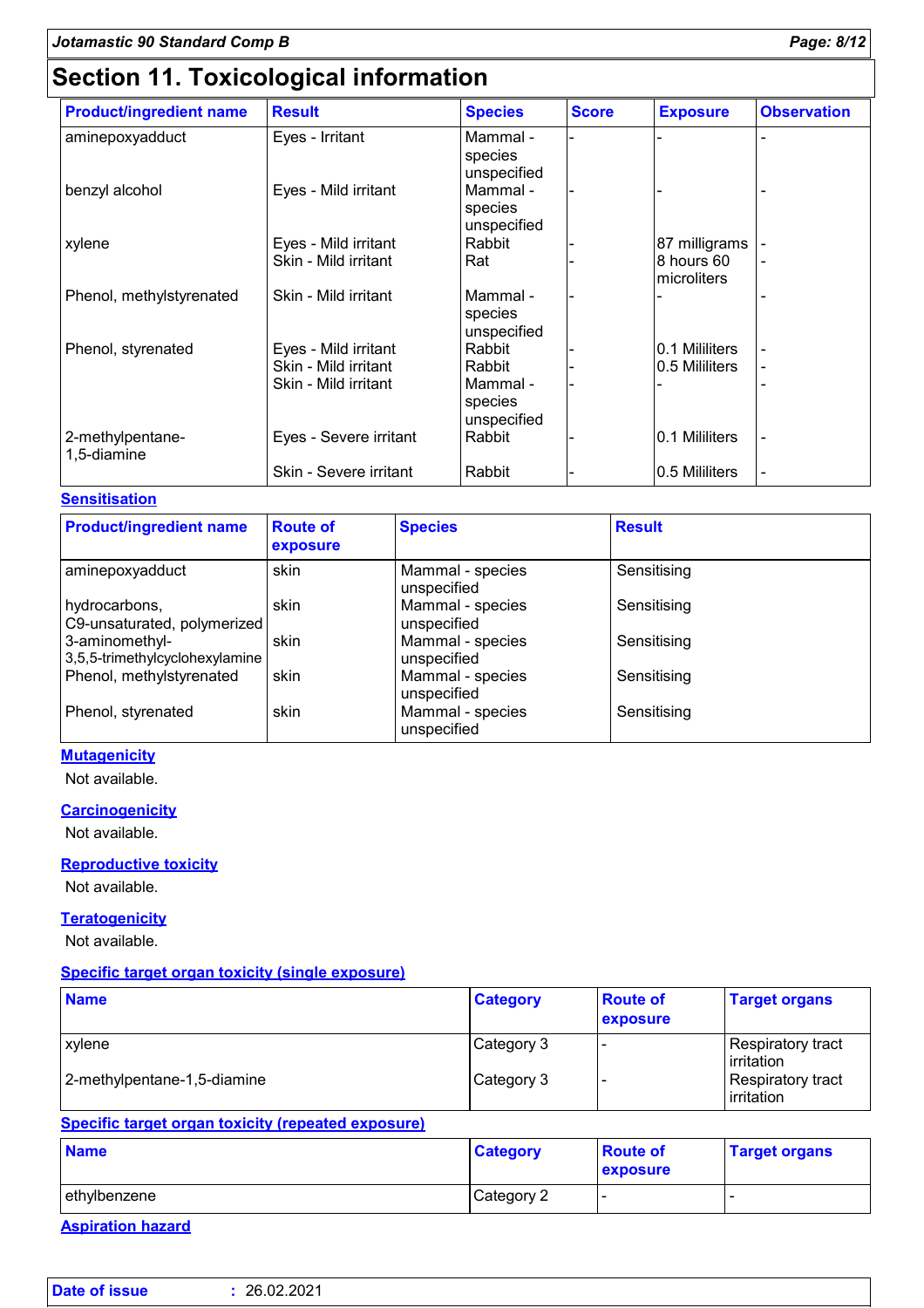# Section 11. Toxicological information

| Product/ingredient name | Result | Species | Score | Exposure | Observation |
|---|---|---|---|---|---|
| aminepoxyadduct | Eyes - Irritant | Mammal - species unspecified | - | - | - |
| benzyl alcohol | Eyes - Mild irritant | Mammal - species unspecified | - | - | - |
| xylene | Eyes - Mild irritant | Rabbit | - | 87 milligrams | - |
| | Skin - Mild irritant | Rat | - | 8 hours 60 microliters | - |
| Phenol, methylstyrenated | Skin - Mild irritant | Mammal - species unspecified | - | - | - |
| Phenol, styrenated | Eyes - Mild irritant | Rabbit | - | 0.1 Mililiters | - |
| | Skin - Mild irritant | Rabbit | - | 0.5 Mililiters | - |
| | Skin - Mild irritant | Mammal - species unspecified | - | - | - |
| 2-methylpentane-1,5-diamine | Eyes - Severe irritant | Rabbit | - | 0.1 Mililiters | - |
| | Skin - Severe irritant | Rabbit | - | 0.5 Mililiters | - |

## Sensitisation

| Product/ingredient name | Route of exposure | Species | Result |
|---|---|---|---|
| aminepoxyadduct | skin | Mammal - species unspecified | Sensitising |
| hydrocarbons, C9-unsaturated, polymerized | skin | Mammal - species unspecified | Sensitising |
| 3-aminomethyl-3,5,5-trimethylcyclohexylamine | skin | Mammal - species unspecified | Sensitising |
| Phenol, methylstyrenated | skin | Mammal - species unspecified | Sensitising |
| Phenol, styrenated | skin | Mammal - species unspecified | Sensitising |

## Mutagenicity

Not available.

## Carcinogenicity

Not available.

## Reproductive toxicity

Not available.

## Teratogenicity

Not available.

## Specific target organ toxicity (single exposure)

| Name | Category | Route of exposure | Target organs |
|---|---|---|---|
| xylene | Category 3 | - | Respiratory tract irritation |
| 2-methylpentane-1,5-diamine | Category 3 | - | Respiratory tract irritation |

## Specific target organ toxicity (repeated exposure)

| Name | Category | Route of exposure | Target organs |
|---|---|---|---|
| ethylbenzene | Category 2 | - | - |

## Aspiration hazard

**Date of issue** : 26.02.2021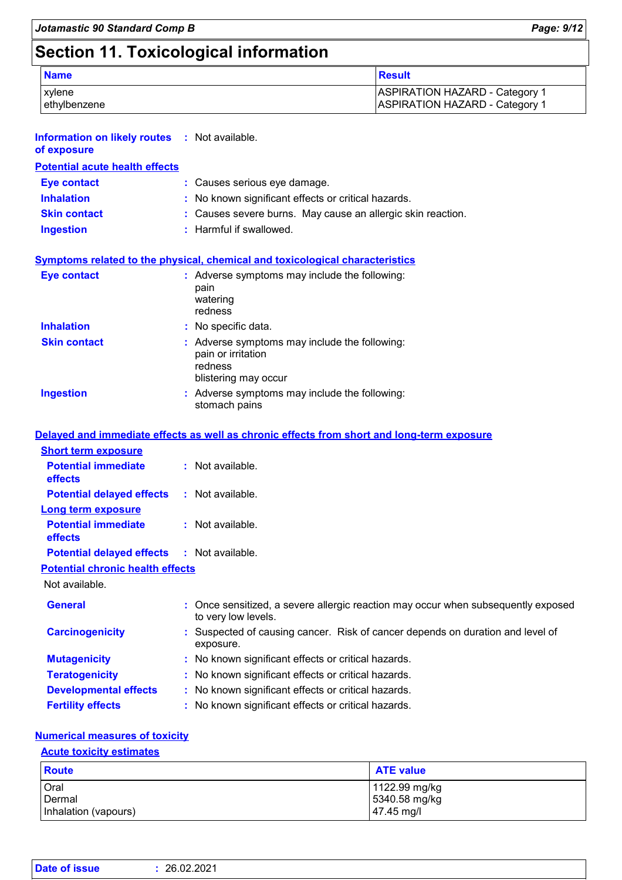# Section 11. Toxicological information

| Name | Result |
| --- | --- |
| xylene | ASPIRATION HAZARD - Category 1 |
| ethylbenzene | ASPIRATION HAZARD - Category 1 |

**Information on likely routes of exposure** : Not available.

**Potential acute health effects**

**Eye contact** : Causes serious eye damage.

**Inhalation** : No known significant effects or critical hazards.

**Skin contact** : Causes severe burns. May cause an allergic skin reaction.

**Ingestion** : Harmful if swallowed.

**Symptoms related to the physical, chemical and toxicological characteristics**

**Eye contact** : Adverse symptoms may include the following:
pain
watering
redness

**Inhalation** : No specific data.

**Skin contact** : Adverse symptoms may include the following:
pain or irritation
redness
blistering may occur

**Ingestion** : Adverse symptoms may include the following:
stomach pains

**Delayed and immediate effects as well as chronic effects from short and long-term exposure**

**Short term exposure**

**Potential immediate effects** : Not available.

**Potential delayed effects** : Not available.

**Long term exposure**

**Potential immediate effects** : Not available.

**Potential delayed effects** : Not available.

**Potential chronic health effects**

Not available.

**General** : Once sensitized, a severe allergic reaction may occur when subsequently exposed to very low levels.

**Carcinogenicity** : Suspected of causing cancer. Risk of cancer depends on duration and level of exposure.

**Mutagenicity** : No known significant effects or critical hazards.

**Teratogenicity** : No known significant effects or critical hazards.

**Developmental effects** : No known significant effects or critical hazards.

**Fertility effects** : No known significant effects or critical hazards.

**Numerical measures of toxicity**

**Acute toxicity estimates**

| Route | ATE value |
| --- | --- |
| Oral | 1122.99 mg/kg |
| Dermal | 5340.58 mg/kg |
| Inhalation (vapours) | 47.45 mg/l |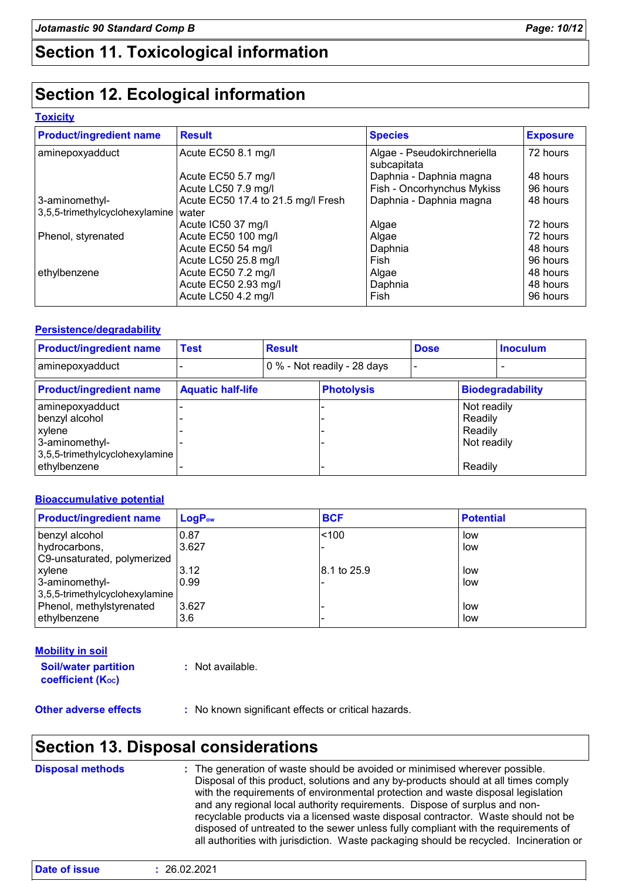## Section 11. Toxicological information

## Section 12. Ecological information

### Toxicity

| Product/ingredient name | Result | Species | Exposure |
|---|---|---|---|
| aminepoxyadduct | Acute EC50 8.1 mg/l | Algae - Pseudokirchneriella subcapitata | 72 hours |
| | Acute EC50 5.7 mg/l | Daphnia - Daphnia magna | 48 hours |
| | Acute LC50 7.9 mg/l | Fish - Oncorhynchus Mykiss | 96 hours |
| 3-aminomethyl-3,5,5-trimethylcyclohexylamine | Acute EC50 17.4 to 21.5 mg/l Fresh water | Daphnia - Daphnia magna | 48 hours |
| | Acute IC50 37 mg/l | Algae | 72 hours |
| Phenol, styrenated | Acute EC50 100 mg/l | Algae | 72 hours |
| | Acute EC50 54 mg/l | Daphnia | 48 hours |
| | Acute LC50 25.8 mg/l | Fish | 96 hours |
| ethylbenzene | Acute EC50 7.2 mg/l | Algae | 48 hours |
| | Acute EC50 2.93 mg/l | Daphnia | 48 hours |
| | Acute LC50 4.2 mg/l | Fish | 96 hours |

### Persistence/degradability

| Product/ingredient name | Test | Result | Dose | Inoculum |
|---|---|---|---|---|
| aminepoxyadduct | - | 0 % - Not readily - 28 days | - | - |

| Product/ingredient name | Aquatic half-life | Photolysis | Biodegradability |
|---|---|---|---|
| aminepoxyadduct | - | - | Not readily |
| benzyl alcohol | - | - | Readily |
| xylene | - | - | Readily |
| 3-aminomethyl-3,5,5-trimethylcyclohexylamine | - | - | Not readily |
| ethylbenzene | - | - | Readily |

### Bioaccumulative potential

| Product/ingredient name | $LogP_{ow}$ | BCF | Potential |
|---|---|---|---|
| benzyl alcohol | 0.87 | <100 | low |
| hydrocarbons, C9-unsaturated, polymerized | 3.627 | - | low |
| xylene | 3.12 | 8.1 to 25.9 | low |
| 3-aminomethyl-3,5,5-trimethylcyclohexylamine | 0.99 | - | low |
| Phenol, methylstyrenated | 3.627 | - | low |
| ethylbenzene | 3.6 | - | low |

### Mobility in soil

**Soil/water partition coefficient ($K_{OC}$)** : Not available.

**Other adverse effects** : No known significant effects or critical hazards.

## Section 13. Disposal considerations

**Disposal methods** : The generation of waste should be avoided or minimised wherever possible. Disposal of this product, solutions and any by-products should at all times comply with the requirements of environmental protection and waste disposal legislation and any regional local authority requirements. Dispose of surplus and non-recyclable products via a licensed waste disposal contractor. Waste should not be disposed of untreated to the sewer unless fully compliant with the requirements of all authorities with jurisdiction. Waste packaging should be recycled. Incineration or

**Date of issue** : 26.02.2021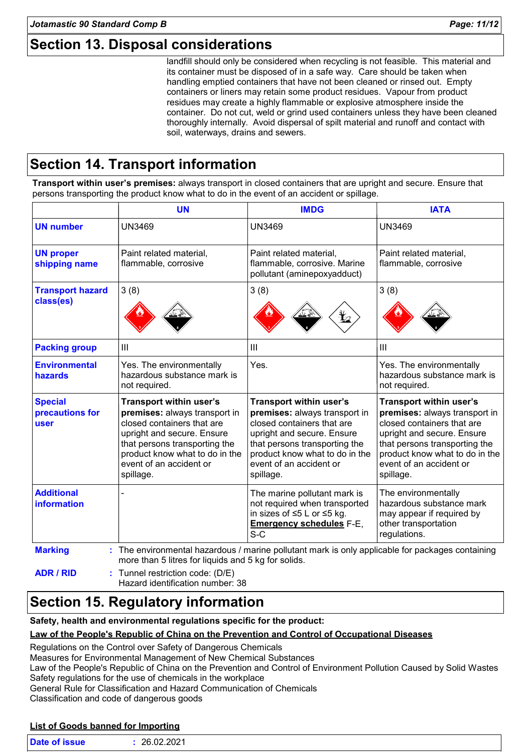## Section 13. Disposal considerations

landfill should only be considered when recycling is not feasible. This material and its container must be disposed of in a safe way. Care should be taken when handling emptied containers that have not been cleaned or rinsed out. Empty containers or liners may retain some product residues. Vapour from product residues may create a highly flammable or explosive atmosphere inside the container. Do not cut, weld or grind used containers unless they have been cleaned thoroughly internally. Avoid dispersal of spilt material and runoff and contact with soil, waterways, drains and sewers.

## Section 14. Transport information

**Transport within user's premises:** always transport in closed containers that are upright and secure. Ensure that persons transporting the product know what to do in the event of an accident or spillage.

| | UN | IMDG | IATA |
|---|---|---|---|
| **UN number** | UN3469 | UN3469 | UN3469 |
| **UN proper shipping name** | Paint related material, flammable, corrosive | Paint related material, flammable, corrosive. Marine pollutant (aminepoxyadduct) | Paint related material, flammable, corrosive |
| **Transport hazard class(es)** | 3 (8) | 3 (8) | 3 (8) |
| **Packing group** | III | III | III |
| **Environmental hazards** | Yes. The environmentally hazardous substance mark is not required. | Yes. | Yes. The environmentally hazardous substance mark is not required. |
| **Special precautions for user** | **Transport within user's premises:** always transport in closed containers that are upright and secure. Ensure that persons transporting the product know what to do in the event of an accident or spillage. | **Transport within user's premises:** always transport in closed containers that are upright and secure. Ensure that persons transporting the product know what to do in the event of an accident or spillage. | **Transport within user's premises:** always transport in closed containers that are upright and secure. Ensure that persons transporting the product know what to do in the event of an accident or spillage. |
| **Additional information** | - | The marine pollutant mark is not required when transported in sizes of ≤5 L or ≤5 kg. **Emergency schedules** F-E, S-C | The environmentally hazardous substance mark may appear if required by other transportation regulations. |

**Marking** : The environmental hazardous / marine pollutant mark is only applicable for packages containing more than 5 litres for liquids and 5 kg for solids.

**ADR / RID** : Tunnel restriction code: (D/E)
Hazard identification number: 38

## Section 15. Regulatory information

**Safety, health and environmental regulations specific for the product:**

**Law of the People's Republic of China on the Prevention and Control of Occupational Diseases**

Regulations on the Control over Safety of Dangerous Chemicals
Measures for Environmental Management of New Chemical Substances
Law of the People's Republic of China on the Prevention and Control of Environment Pollution Caused by Solid Wastes
Safety regulations for the use of chemicals in the workplace
General Rule for Classification and Hazard Communication of Chemicals
Classification and code of dangerous goods

**List of Goods banned for Importing**

**Date of issue** : 26.02.2021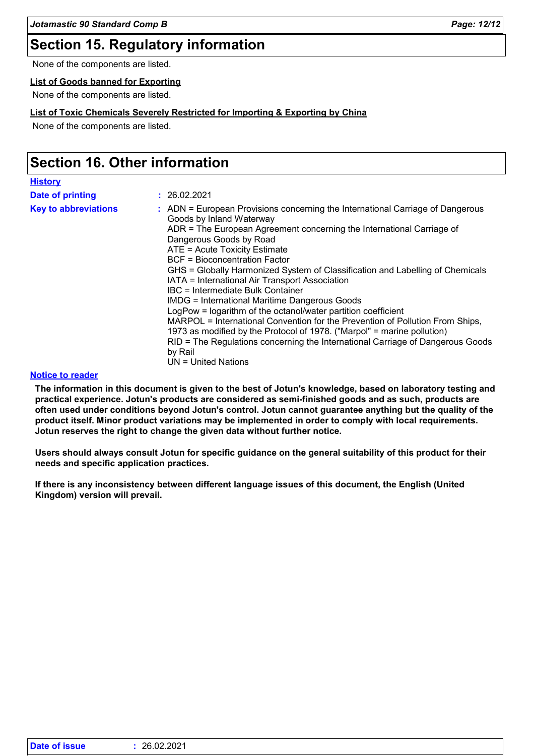## Section 15. Regulatory information

None of the components are listed.

**List of Goods banned for Exporting**

None of the components are listed.

**List of Toxic Chemicals Severely Restricted for Importing & Exporting by China**

None of the components are listed.

## Section 16. Other information

**History**

**Date of printing** : 26.02.2021

**Key to abbreviations** :
ADN = European Provisions concerning the International Carriage of Dangerous Goods by Inland Waterway
ADR = The European Agreement concerning the International Carriage of Dangerous Goods by Road
ATE = Acute Toxicity Estimate
BCF = Bioconcentration Factor
GHS = Globally Harmonized System of Classification and Labelling of Chemicals
IATA = International Air Transport Association
IBC = Intermediate Bulk Container
IMDG = International Maritime Dangerous Goods
LogPow = logarithm of the octanol/water partition coefficient
MARPOL = International Convention for the Prevention of Pollution From Ships, 1973 as modified by the Protocol of 1978. ("Marpol" = marine pollution)
RID = The Regulations concerning the International Carriage of Dangerous Goods by Rail
UN = United Nations

**Notice to reader**

**The information in this document is given to the best of Jotun's knowledge, based on laboratory testing and practical experience. Jotun's products are considered as semi-finished goods and as such, products are often used under conditions beyond Jotun's control. Jotun cannot guarantee anything but the quality of the product itself. Minor product variations may be implemented in order to comply with local requirements. Jotun reserves the right to change the given data without further notice.**

**Users should always consult Jotun for specific guidance on the general suitability of this product for their needs and specific application practices.**

**If there is any inconsistency between different language issues of this document, the English (United Kingdom) version will prevail.**